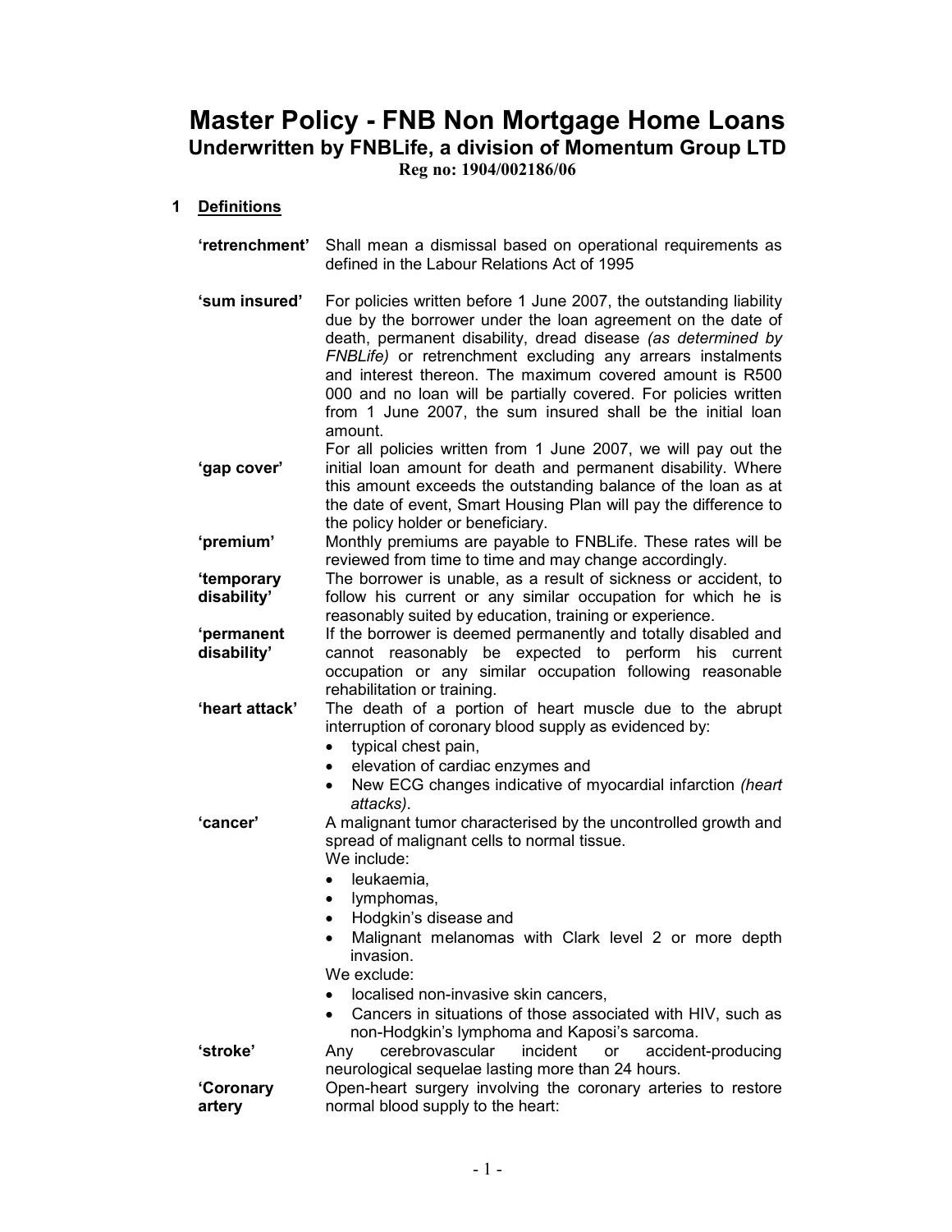# Master Policy - FNB Non Mortgage Home Loans

## Underwritten by FNBLife, a division of Momentum Group LTD

**Reg no: 1904/002186/06**

### 1 Definitions

**'retrenchment'** Shall mean a dismissal based on operational requirements as defined in the Labour Relations Act of 1995

**'sum insured'** For policies written before 1 June 2007, the outstanding liability due by the borrower under the loan agreement on the date of death, permanent disability, dread disease *(as determined by FNBLife)* or retrenchment excluding any arrears instalments and interest thereon. The maximum covered amount is R500 000 and no loan will be partially covered. For policies written from 1 June 2007, the sum insured shall be the initial loan amount.

**'gap cover'** For all policies written from 1 June 2007, we will pay out the initial loan amount for death and permanent disability. Where this amount exceeds the outstanding balance of the loan as at the date of event, Smart Housing Plan will pay the difference to the policy holder or beneficiary.

**'premium'** Monthly premiums are payable to FNBLife. These rates will be reviewed from time to time and may change accordingly.

**'temporary disability'** The borrower is unable, as a result of sickness or accident, to follow his current or any similar occupation for which he is reasonably suited by education, training or experience.

**'permanent disability'** If the borrower is deemed permanently and totally disabled and cannot reasonably be expected to perform his current occupation or any similar occupation following reasonable rehabilitation or training.

**'heart attack'** The death of a portion of heart muscle due to the abrupt interruption of coronary blood supply as evidenced by:

- typical chest pain,
- elevation of cardiac enzymes and
- New ECG changes indicative of myocardial infarction *(heart attacks)*.

**'cancer'** A malignant tumor characterised by the uncontrolled growth and spread of malignant cells to normal tissue.

We include:

- leukaemia,
- lymphomas,
- Hodgkin's disease and
- Malignant melanomas with Clark level 2 or more depth invasion.

We exclude:

- localised non-invasive skin cancers,
- Cancers in situations of those associated with HIV, such as non-Hodgkin's lymphoma and Kaposi's sarcoma.

**'stroke'** Any cerebrovascular incident or accident-producing neurological sequelae lasting more than 24 hours.

**'Coronary artery** Open-heart surgery involving the coronary arteries to restore normal blood supply to the heart: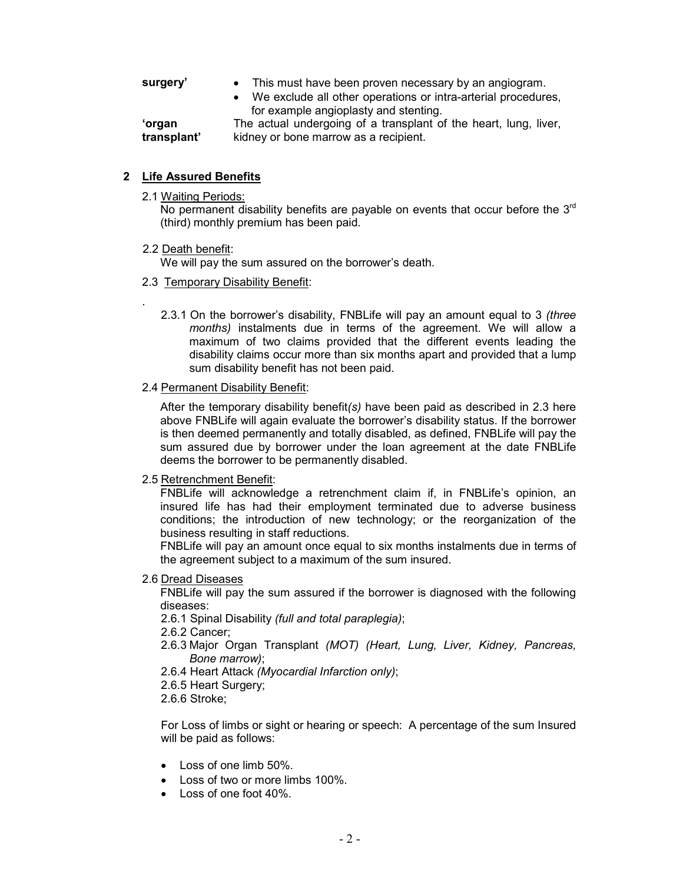| | |
|---|---|
| **surgery'** | • This must have been proven necessary by an angiogram.<br>• We exclude all other operations or intra-arterial procedures, for example angioplasty and stenting. |
| **'organ transplant'** | The actual undergoing of a transplant of the heart, lung, liver, kidney or bone marrow as a recipient. |

## 2 Life Assured Benefits

2.1 Waiting Periods:
No permanent disability benefits are payable on events that occur before the 3rd (third) monthly premium has been paid.

2.2 Death benefit:
We will pay the sum assured on the borrower's death.

2.3 Temporary Disability Benefit:

.

2.3.1 On the borrower's disability, FNBLife will pay an amount equal to 3 *(three months)* instalments due in terms of the agreement. We will allow a maximum of two claims provided that the different events leading the disability claims occur more than six months apart and provided that a lump sum disability benefit has not been paid.

2.4 Permanent Disability Benefit:

After the temporary disability benefit*(s)* have been paid as described in 2.3 here above FNBLife will again evaluate the borrower's disability status. If the borrower is then deemed permanently and totally disabled, as defined, FNBLife will pay the sum assured due by borrower under the loan agreement at the date FNBLife deems the borrower to be permanently disabled.

2.5 Retrenchment Benefit:
FNBLife will acknowledge a retrenchment claim if, in FNBLife's opinion, an insured life has had their employment terminated due to adverse business conditions; the introduction of new technology; or the reorganization of the business resulting in staff reductions.
FNBLife will pay an amount once equal to six months instalments due in terms of the agreement subject to a maximum of the sum insured.

2.6 Dread Diseases
FNBLife will pay the sum assured if the borrower is diagnosed with the following diseases:

2.6.1 Spinal Disability *(full and total paraplegia)*;
2.6.2 Cancer;
2.6.3 Major Organ Transplant *(MOT) (Heart, Lung, Liver, Kidney, Pancreas, Bone marrow)*;
2.6.4 Heart Attack *(Myocardial Infarction only)*;
2.6.5 Heart Surgery;
2.6.6 Stroke;

For Loss of limbs or sight or hearing or speech: A percentage of the sum Insured will be paid as follows:

- Loss of one limb 50%.
- Loss of two or more limbs 100%.
- Loss of one foot 40%.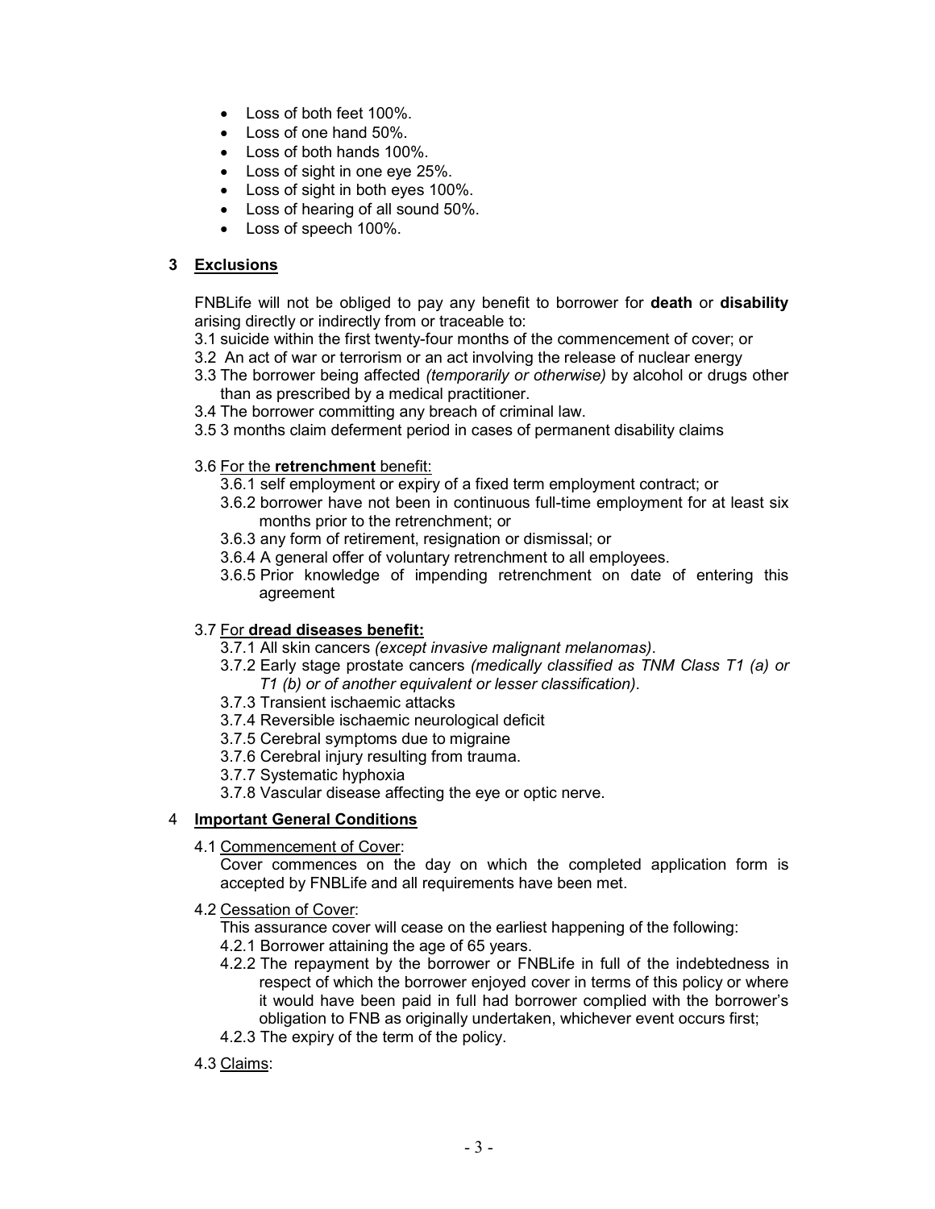- Loss of both feet 100%.
- Loss of one hand 50%.
- Loss of both hands 100%.
- Loss of sight in one eye 25%.
- Loss of sight in both eyes 100%.
- Loss of hearing of all sound 50%.
- Loss of speech 100%.

## 3 Exclusions

FNBLife will not be obliged to pay any benefit to borrower for **death** or **disability** arising directly or indirectly from or traceable to:

3.1 suicide within the first twenty-four months of the commencement of cover; or

3.2 An act of war or terrorism or an act involving the release of nuclear energy

3.3 The borrower being affected *(temporarily or otherwise)* by alcohol or drugs other than as prescribed by a medical practitioner.

3.4 The borrower committing any breach of criminal law.

3.5 3 months claim deferment period in cases of permanent disability claims

3.6 For the **retrenchment** benefit:

- 3.6.1 self employment or expiry of a fixed term employment contract; or
- 3.6.2 borrower have not been in continuous full-time employment for at least six months prior to the retrenchment; or
- 3.6.3 any form of retirement, resignation or dismissal; or
- 3.6.4 A general offer of voluntary retrenchment to all employees.
- 3.6.5 Prior knowledge of impending retrenchment on date of entering this agreement

3.7 For **dread diseases benefit:**

- 3.7.1 All skin cancers *(except invasive malignant melanomas)*.
- 3.7.2 Early stage prostate cancers *(medically classified as TNM Class T1 (a) or T1 (b) or of another equivalent or lesser classification)*.
- 3.7.3 Transient ischaemic attacks
- 3.7.4 Reversible ischaemic neurological deficit
- 3.7.5 Cerebral symptoms due to migraine
- 3.7.6 Cerebral injury resulting from trauma.
- 3.7.7 Systematic hyphoxia
- 3.7.8 Vascular disease affecting the eye or optic nerve.

## 4 Important General Conditions

4.1 Commencement of Cover:

Cover commences on the day on which the completed application form is accepted by FNBLife and all requirements have been met.

4.2 Cessation of Cover:

This assurance cover will cease on the earliest happening of the following:

- 4.2.1 Borrower attaining the age of 65 years.
- 4.2.2 The repayment by the borrower or FNBLife in full of the indebtedness in respect of which the borrower enjoyed cover in terms of this policy or where it would have been paid in full had borrower complied with the borrower's obligation to FNB as originally undertaken, whichever event occurs first;
- 4.2.3 The expiry of the term of the policy.

4.3 Claims: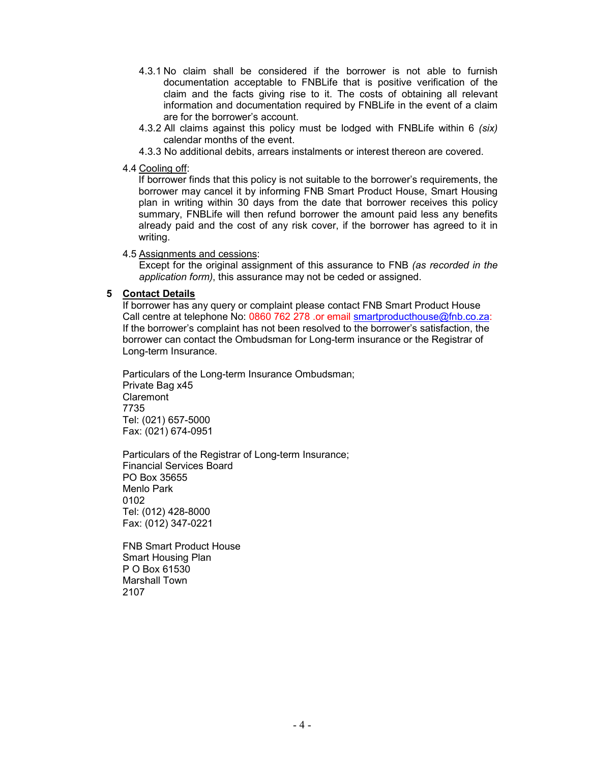4.3.1 No claim shall be considered if the borrower is not able to furnish documentation acceptable to FNBLife that is positive verification of the claim and the facts giving rise to it. The costs of obtaining all relevant information and documentation required by FNBLife in the event of a claim are for the borrower's account.

4.3.2 All claims against this policy must be lodged with FNBLife within 6 *(six)* calendar months of the event.

4.3.3 No additional debits, arrears instalments or interest thereon are covered.

4.4 Cooling off:

If borrower finds that this policy is not suitable to the borrower's requirements, the borrower may cancel it by informing FNB Smart Product House, Smart Housing plan in writing within 30 days from the date that borrower receives this policy summary, FNBLife will then refund borrower the amount paid less any benefits already paid and the cost of any risk cover, if the borrower has agreed to it in writing.

4.5 Assignments and cessions:

Except for the original assignment of this assurance to FNB *(as recorded in the application form)*, this assurance may not be ceded or assigned.

## 5 Contact Details

If borrower has any query or complaint please contact FNB Smart Product House Call centre at telephone No: 0860 762 278 .or email smartproducthouse@fnb.co.za: If the borrower's complaint has not been resolved to the borrower's satisfaction, the borrower can contact the Ombudsman for Long-term insurance or the Registrar of Long-term Insurance.

Particulars of the Long-term Insurance Ombudsman;
Private Bag x45
Claremont
7735
Tel: (021) 657-5000
Fax: (021) 674-0951

Particulars of the Registrar of Long-term Insurance;
Financial Services Board
PO Box 35655
Menlo Park
0102
Tel: (012) 428-8000
Fax: (012) 347-0221

FNB Smart Product House
Smart Housing Plan
P O Box 61530
Marshall Town
2107